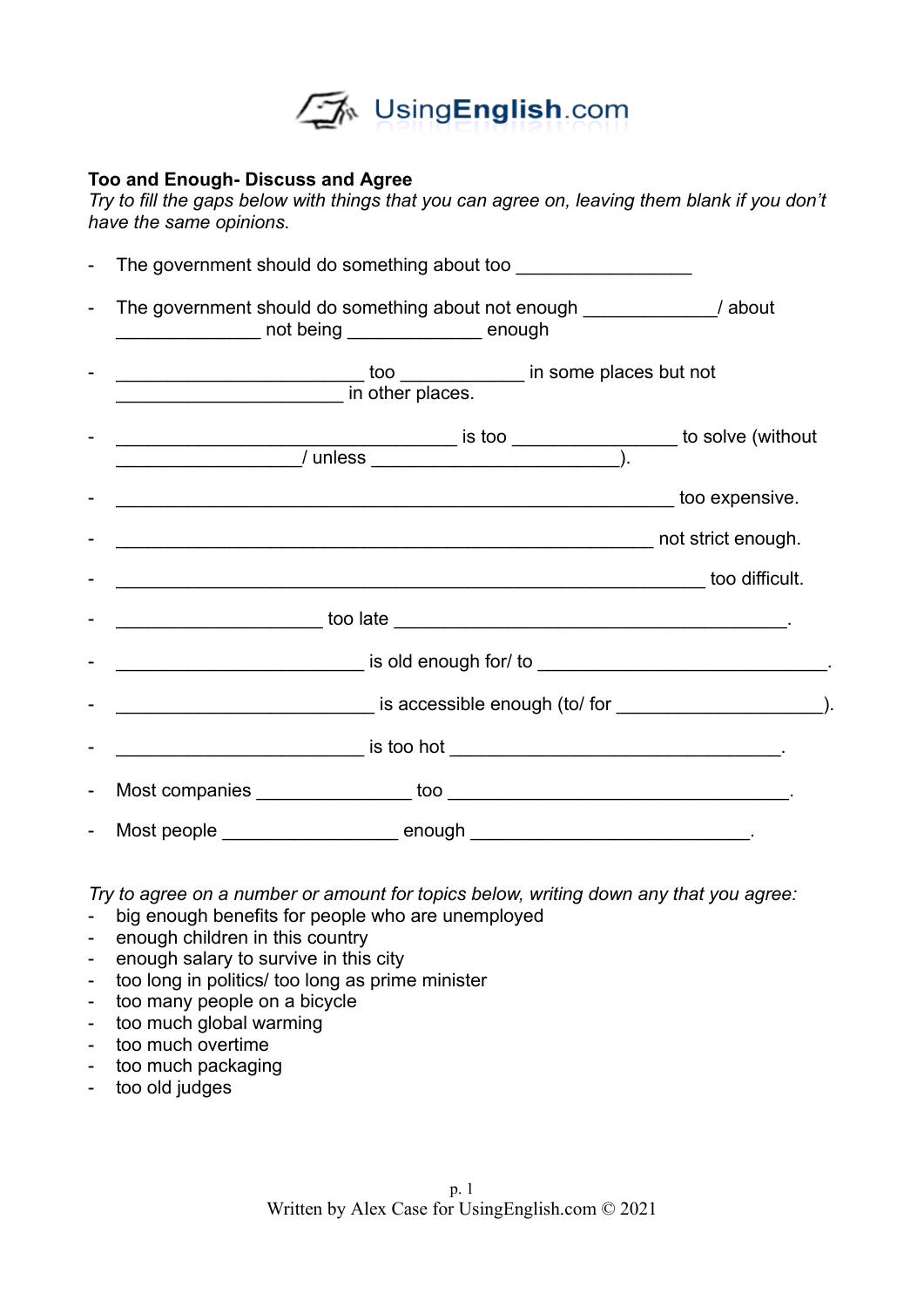**Too and Enough- Discuss and Agree**
*Try to fill the gaps below with things that you can agree on, leaving them blank if you don't have the same opinions.*

- The government should do something about too ________________
- The government should do something about not enough ____________/ about _____________ not being ____________ enough
- ______________________ too ___________ in some places but not ____________________ in other places.
- ______________________________ is too _______________ to solve (without _________________/ unless ______________________).
- ________________________________________________ too expensive.
- ______________________________________________ not strict enough.
- ________________________________________________ too difficult.
- ___________________ too late ___________________________________.
- _______________________ is old enough for/ to __________________________.
- ________________________ is accessible enough (to/ for ___________________).
- _______________________ is too hot _____________________________.
- Most companies ______________ too ______________________________.
- Most people ________________ enough ________________________.

*Try to agree on a number or amount for topics below, writing down any that you agree:*

- big enough benefits for people who are unemployed
- enough children in this country
- enough salary to survive in this city
- too long in politics/ too long as prime minister
- too many people on a bicycle
- too much global warming
- too much overtime
- too much packaging
- too old judges

Written by Alex Case for UsingEnglish.com © 2021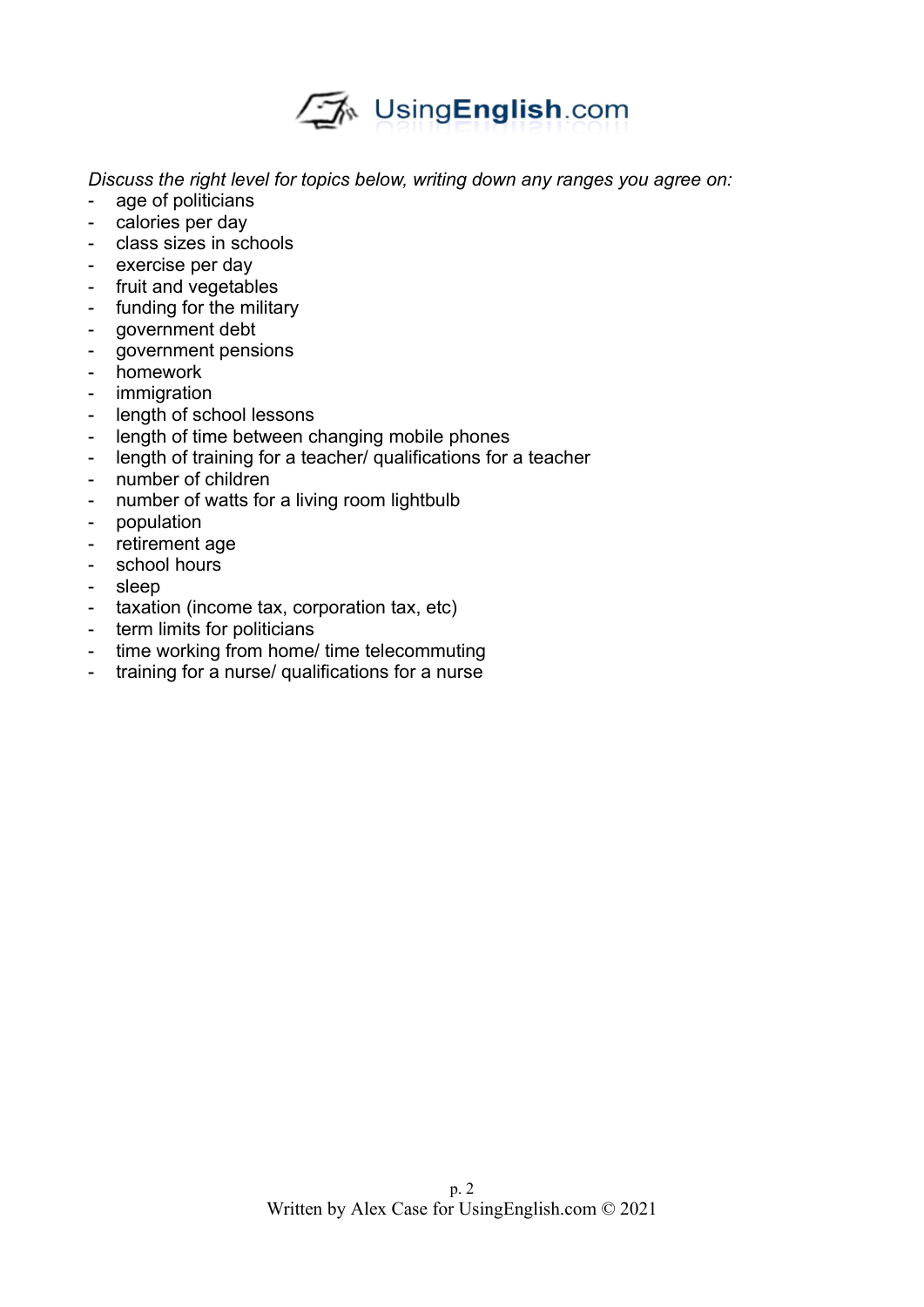*Discuss the right level for topics below, writing down any ranges you agree on:*

- age of politicians
- calories per day
- class sizes in schools
- exercise per day
- fruit and vegetables
- funding for the military
- government debt
- government pensions
- homework
- immigration
- length of school lessons
- length of time between changing mobile phones
- length of training for a teacher/ qualifications for a teacher
- number of children
- number of watts for a living room lightbulb
- population
- retirement age
- school hours
- sleep
- taxation (income tax, corporation tax, etc)
- term limits for politicians
- time working from home/ time telecommuting
- training for a nurse/ qualifications for a nurse